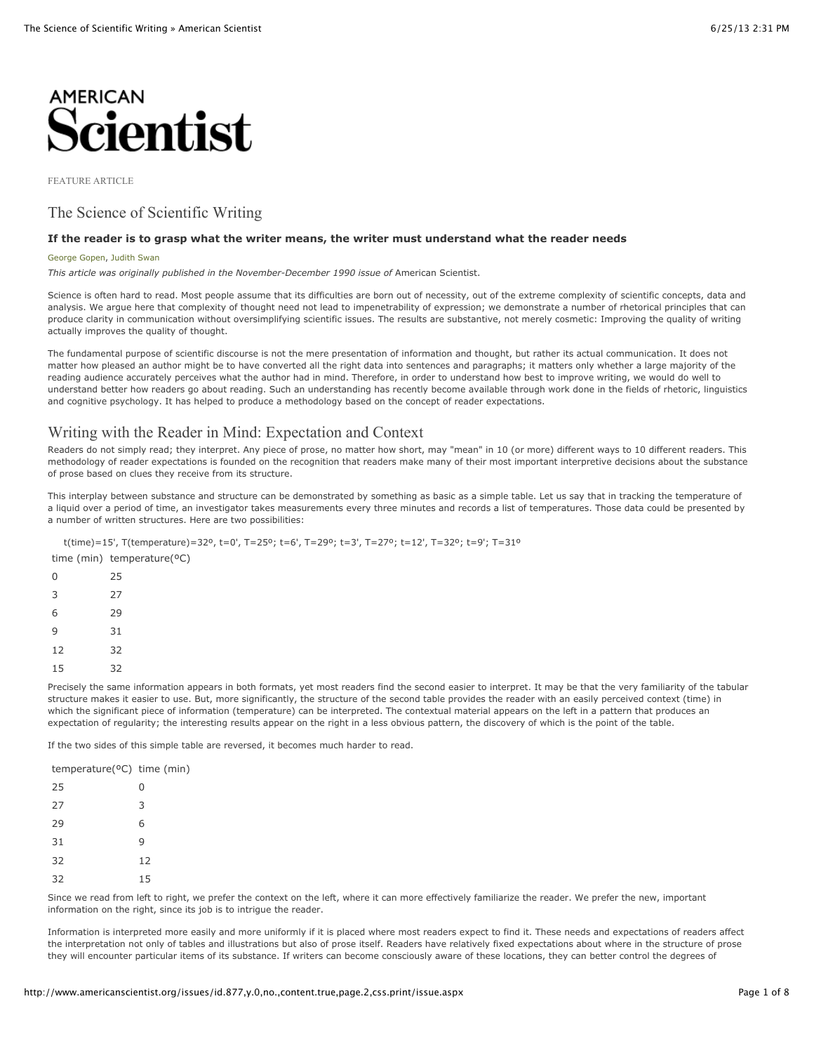AMERICAN Scientist

FEATURE ARTICLE

# The Science of Scientific Writing

**If the reader is to grasp what the writer means, the writer must understand what the reader needs**

George Gopen, Judith Swan

*This article was originally published in the November-December 1990 issue of* American Scientist.

Science is often hard to read. Most people assume that its difficulties are born out of necessity, out of the extreme complexity of scientific concepts, data and analysis. We argue here that complexity of thought need not lead to impenetrability of expression; we demonstrate a number of rhetorical principles that can produce clarity in communication without oversimplifying scientific issues. The results are substantive, not merely cosmetic: Improving the quality of writing actually improves the quality of thought.

The fundamental purpose of scientific discourse is not the mere presentation of information and thought, but rather its actual communication. It does not matter how pleased an author might be to have converted all the right data into sentences and paragraphs; it matters only whether a large majority of the reading audience accurately perceives what the author had in mind. Therefore, in order to understand how best to improve writing, we would do well to understand better how readers go about reading. Such an understanding has recently become available through work done in the fields of rhetoric, linguistics and cognitive psychology. It has helped to produce a methodology based on the concept of reader expectations.

## Writing with the Reader in Mind: Expectation and Context

Readers do not simply read; they interpret. Any piece of prose, no matter how short, may "mean" in 10 (or more) different ways to 10 different readers. This methodology of reader expectations is founded on the recognition that readers make many of their most important interpretive decisions about the substance of prose based on clues they receive from its structure.

This interplay between substance and structure can be demonstrated by something as basic as a simple table. Let us say that in tracking the temperature of a liquid over a period of time, an investigator takes measurements every three minutes and records a list of temperatures. Those data could be presented by a number of written structures. Here are two possibilities:

t(time)=15', T(temperature)=32º, t=0', T=25º; t=6', T=29º; t=3', T=27º; t=12', T=32º; t=9'; T=31º

| time (min) | temperature(ºC) |
|---|---|
| 0 | 25 |
| 3 | 27 |
| 6 | 29 |
| 9 | 31 |
| 12 | 32 |
| 15 | 32 |

Precisely the same information appears in both formats, yet most readers find the second easier to interpret. It may be that the very familiarity of the tabular structure makes it easier to use. But, more significantly, the structure of the second table provides the reader with an easily perceived context (time) in which the significant piece of information (temperature) can be interpreted. The contextual material appears on the left in a pattern that produces an expectation of regularity; the interesting results appear on the right in a less obvious pattern, the discovery of which is the point of the table.

If the two sides of this simple table are reversed, it becomes much harder to read.

| temperature(ºC) | time (min) |
|---|---|
| 25 | 0 |
| 27 | 3 |
| 29 | 6 |
| 31 | 9 |
| 32 | 12 |
| 32 | 15 |

Since we read from left to right, we prefer the context on the left, where it can more effectively familiarize the reader. We prefer the new, important information on the right, since its job is to intrigue the reader.

Information is interpreted more easily and more uniformly if it is placed where most readers expect to find it. These needs and expectations of readers affect the interpretation not only of tables and illustrations but also of prose itself. Readers have relatively fixed expectations about where in the structure of prose they will encounter particular items of its substance. If writers can become consciously aware of these locations, they can better control the degrees of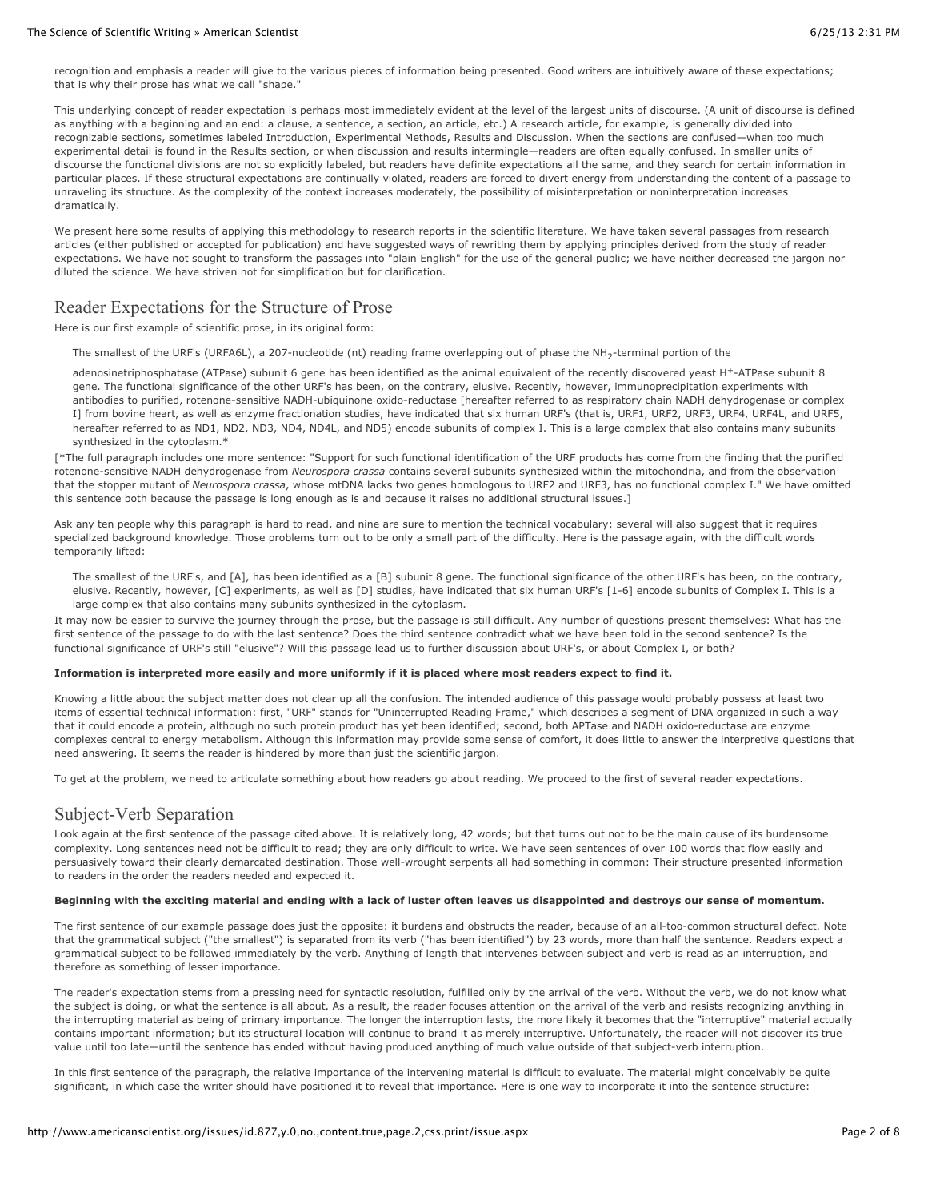recognition and emphasis a reader will give to the various pieces of information being presented. Good writers are intuitively aware of these expectations; that is why their prose has what we call "shape."

This underlying concept of reader expectation is perhaps most immediately evident at the level of the largest units of discourse. (A unit of discourse is defined as anything with a beginning and an end: a clause, a sentence, a section, an article, etc.) A research article, for example, is generally divided into recognizable sections, sometimes labeled Introduction, Experimental Methods, Results and Discussion. When the sections are confused—when too much experimental detail is found in the Results section, or when discussion and results intermingle—readers are often equally confused. In smaller units of discourse the functional divisions are not so explicitly labeled, but readers have definite expectations all the same, and they search for certain information in particular places. If these structural expectations are continually violated, readers are forced to divert energy from understanding the content of a passage to unraveling its structure. As the complexity of the context increases moderately, the possibility of misinterpretation or noninterpretation increases dramatically.

We present here some results of applying this methodology to research reports in the scientific literature. We have taken several passages from research articles (either published or accepted for publication) and have suggested ways of rewriting them by applying principles derived from the study of reader expectations. We have not sought to transform the passages into "plain English" for the use of the general public; we have neither decreased the jargon nor diluted the science. We have striven not for simplification but for clarification.

## Reader Expectations for the Structure of Prose

Here is our first example of scientific prose, in its original form:

> The smallest of the URF's (URFA6L), a 207-nucleotide (nt) reading frame overlapping out of phase the $NH_2$-terminal portion of the adenosinetriphosphatase (ATPase) subunit 6 gene has been identified as the animal equivalent of the recently discovered yeast $H^+$-ATPase subunit 8 gene. The functional significance of the other URF's has been, on the contrary, elusive. Recently, however, immunoprecipitation experiments with antibodies to purified, rotenone-sensitive NADH-ubiquinone oxido-reductase [hereafter referred to as respiratory chain NADH dehydrogenase or complex I] from bovine heart, as well as enzyme fractionation studies, have indicated that six human URF's (that is, URF1, URF2, URF3, URF4, URF4L, and URF5, hereafter referred to as ND1, ND2, ND3, ND4, ND4L, and ND5) encode subunits of complex I. This is a large complex that also contains many subunits synthesized in the cytoplasm.*

[*The full paragraph includes one more sentence: "Support for such functional identification of the URF products has come from the finding that the purified rotenone-sensitive NADH dehydrogenase from *Neurospora crassa* contains several subunits synthesized within the mitochondria, and from the observation that the stopper mutant of *Neurospora crassa*, whose mtDNA lacks two genes homologous to URF2 and URF3, has no functional complex I." We have omitted this sentence both because the passage is long enough as is and because it raises no additional structural issues.]

Ask any ten people why this paragraph is hard to read, and nine are sure to mention the technical vocabulary; several will also suggest that it requires specialized background knowledge. Those problems turn out to be only a small part of the difficulty. Here is the passage again, with the difficult words temporarily lifted:

> The smallest of the URF's, and [A], has been identified as a [B] subunit 8 gene. The functional significance of the other URF's has been, on the contrary, elusive. Recently, however, [C] experiments, as well as [D] studies, have indicated that six human URF's [1-6] encode subunits of Complex I. This is a large complex that also contains many subunits synthesized in the cytoplasm.

It may now be easier to survive the journey through the prose, but the passage is still difficult. Any number of questions present themselves: What has the first sentence of the passage to do with the last sentence? Does the third sentence contradict what we have been told in the second sentence? Is the functional significance of URF's still "elusive"? Will this passage lead us to further discussion about URF's, or about Complex I, or both?

**Information is interpreted more easily and more uniformly if it is placed where most readers expect to find it.**

Knowing a little about the subject matter does not clear up all the confusion. The intended audience of this passage would probably possess at least two items of essential technical information: first, "URF" stands for "Uninterrupted Reading Frame," which describes a segment of DNA organized in such a way that it could encode a protein, although no such protein product has yet been identified; second, both APTase and NADH oxido-reductase are enzyme complexes central to energy metabolism. Although this information may provide some sense of comfort, it does little to answer the interpretive questions that need answering. It seems the reader is hindered by more than just the scientific jargon.

To get at the problem, we need to articulate something about how readers go about reading. We proceed to the first of several reader expectations.

## Subject-Verb Separation

Look again at the first sentence of the passage cited above. It is relatively long, 42 words; but that turns out not to be the main cause of its burdensome complexity. Long sentences need not be difficult to read; they are only difficult to write. We have seen sentences of over 100 words that flow easily and persuasively toward their clearly demarcated destination. Those well-wrought serpents all had something in common: Their structure presented information to readers in the order the readers needed and expected it.

**Beginning with the exciting material and ending with a lack of luster often leaves us disappointed and destroys our sense of momentum.**

The first sentence of our example passage does just the opposite: it burdens and obstructs the reader, because of an all-too-common structural defect. Note that the grammatical subject ("the smallest") is separated from its verb ("has been identified") by 23 words, more than half the sentence. Readers expect a grammatical subject to be followed immediately by the verb. Anything of length that intervenes between subject and verb is read as an interruption, and therefore as something of lesser importance.

The reader's expectation stems from a pressing need for syntactic resolution, fulfilled only by the arrival of the verb. Without the verb, we do not know what the subject is doing, or what the sentence is all about. As a result, the reader focuses attention on the arrival of the verb and resists recognizing anything in the interrupting material as being of primary importance. The longer the interruption lasts, the more likely it becomes that the "interruptive" material actually contains important information; but its structural location will continue to brand it as merely interruptive. Unfortunately, the reader will not discover its true value until too late—until the sentence has ended without having produced anything of much value outside of that subject-verb interruption.

In this first sentence of the paragraph, the relative importance of the intervening material is difficult to evaluate. The material might conceivably be quite significant, in which case the writer should have positioned it to reveal that importance. Here is one way to incorporate it into the sentence structure: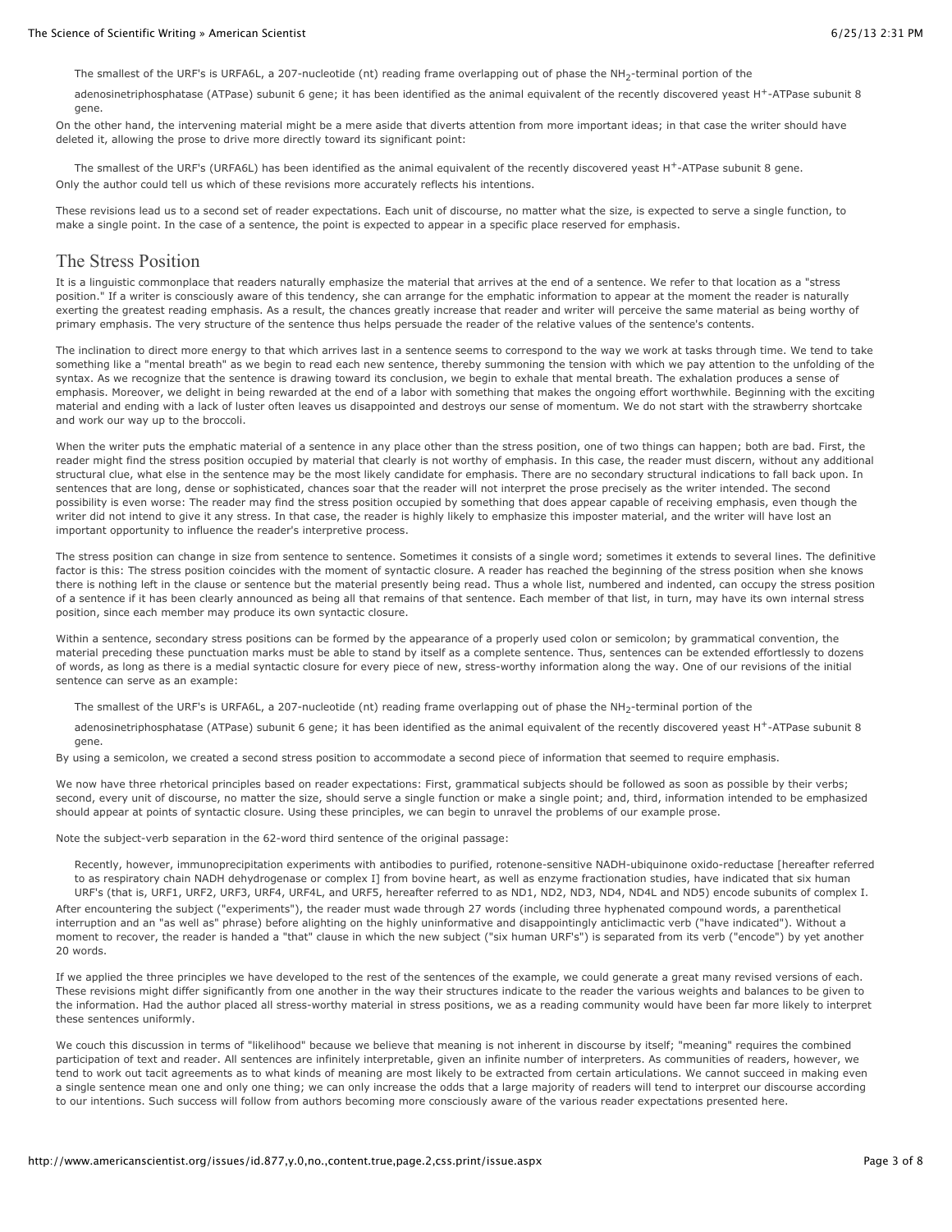> The smallest of the URF's is URFA6L, a 207-nucleotide (nt) reading frame overlapping out of phase the $NH_2$-terminal portion of the adenosinetriphosphatase (ATPase) subunit 6 gene; it has been identified as the animal equivalent of the recently discovered yeast $H^+$-ATPase subunit 8 gene.

On the other hand, the intervening material might be a mere aside that diverts attention from more important ideas; in that case the writer should have deleted it, allowing the prose to drive more directly toward its significant point:

> The smallest of the URF's (URFA6L) has been identified as the animal equivalent of the recently discovered yeast $H^+$-ATPase subunit 8 gene.

Only the author could tell us which of these revisions more accurately reflects his intentions.

These revisions lead us to a second set of reader expectations. Each unit of discourse, no matter what the size, is expected to serve a single function, to make a single point. In the case of a sentence, the point is expected to appear in a specific place reserved for emphasis.

## The Stress Position

It is a linguistic commonplace that readers naturally emphasize the material that arrives at the end of a sentence. We refer to that location as a "stress position." If a writer is consciously aware of this tendency, she can arrange for the emphatic information to appear at the moment the reader is naturally exerting the greatest reading emphasis. As a result, the chances greatly increase that reader and writer will perceive the same material as being worthy of primary emphasis. The very structure of the sentence thus helps persuade the reader of the relative values of the sentence's contents.

The inclination to direct more energy to that which arrives last in a sentence seems to correspond to the way we work at tasks through time. We tend to take something like a "mental breath" as we begin to read each new sentence, thereby summoning the tension with which we pay attention to the unfolding of the syntax. As we recognize that the sentence is drawing toward its conclusion, we begin to exhale that mental breath. The exhalation produces a sense of emphasis. Moreover, we delight in being rewarded at the end of a labor with something that makes the ongoing effort worthwhile. Beginning with the exciting material and ending with a lack of luster often leaves us disappointed and destroys our sense of momentum. We do not start with the strawberry shortcake and work our way up to the broccoli.

When the writer puts the emphatic material of a sentence in any place other than the stress position, one of two things can happen; both are bad. First, the reader might find the stress position occupied by material that clearly is not worthy of emphasis. In this case, the reader must discern, without any additional structural clue, what else in the sentence may be the most likely candidate for emphasis. There are no secondary structural indications to fall back upon. In sentences that are long, dense or sophisticated, chances soar that the reader will not interpret the prose precisely as the writer intended. The second possibility is even worse: The reader may find the stress position occupied by something that does appear capable of receiving emphasis, even though the writer did not intend to give it any stress. In that case, the reader is highly likely to emphasize this imposter material, and the writer will have lost an important opportunity to influence the reader's interpretive process.

The stress position can change in size from sentence to sentence. Sometimes it consists of a single word; sometimes it extends to several lines. The definitive factor is this: The stress position coincides with the moment of syntactic closure. A reader has reached the beginning of the stress position when she knows there is nothing left in the clause or sentence but the material presently being read. Thus a whole list, numbered and indented, can occupy the stress position of a sentence if it has been clearly announced as being all that remains of that sentence. Each member of that list, in turn, may have its own internal stress position, since each member may produce its own syntactic closure.

Within a sentence, secondary stress positions can be formed by the appearance of a properly used colon or semicolon; by grammatical convention, the material preceding these punctuation marks must be able to stand by itself as a complete sentence. Thus, sentences can be extended effortlessly to dozens of words, as long as there is a medial syntactic closure for every piece of new, stress-worthy information along the way. One of our revisions of the initial sentence can serve as an example:

> The smallest of the URF's is URFA6L, a 207-nucleotide (nt) reading frame overlapping out of phase the $NH_2$-terminal portion of the adenosinetriphosphatase (ATPase) subunit 6 gene; it has been identified as the animal equivalent of the recently discovered yeast $H^+$-ATPase subunit 8 gene.

By using a semicolon, we created a second stress position to accommodate a second piece of information that seemed to require emphasis.

We now have three rhetorical principles based on reader expectations: First, grammatical subjects should be followed as soon as possible by their verbs; second, every unit of discourse, no matter the size, should serve a single function or make a single point; and, third, information intended to be emphasized should appear at points of syntactic closure. Using these principles, we can begin to unravel the problems of our example prose.

Note the subject-verb separation in the 62-word third sentence of the original passage:

> Recently, however, immunoprecipitation experiments with antibodies to purified, rotenone-sensitive NADH-ubiquinone oxido-reductase [hereafter referred to as respiratory chain NADH dehydrogenase or complex I] from bovine heart, as well as enzyme fractionation studies, have indicated that six human URF's (that is, URF1, URF2, URF3, URF4, URF4L, and URF5, hereafter referred to as ND1, ND2, ND3, ND4, ND4L and ND5) encode subunits of complex I.

After encountering the subject ("experiments"), the reader must wade through 27 words (including three hyphenated compound words, a parenthetical interruption and an "as well as" phrase) before alighting on the highly uninformative and disappointingly anticlimactic verb ("have indicated"). Without a moment to recover, the reader is handed a "that" clause in which the new subject ("six human URF's") is separated from its verb ("encode") by yet another 20 words.

If we applied the three principles we have developed to the rest of the sentences of the example, we could generate a great many revised versions of each. These revisions might differ significantly from one another in the way their structures indicate to the reader the various weights and balances to be given to the information. Had the author placed all stress-worthy material in stress positions, we as a reading community would have been far more likely to interpret these sentences uniformly.

We couch this discussion in terms of "likelihood" because we believe that meaning is not inherent in discourse by itself; "meaning" requires the combined participation of text and reader. All sentences are infinitely interpretable, given an infinite number of interpreters. As communities of readers, however, we tend to work out tacit agreements as to what kinds of meaning are most likely to be extracted from certain articulations. We cannot succeed in making even a single sentence mean one and only one thing; we can only increase the odds that a large majority of readers will tend to interpret our discourse according to our intentions. Such success will follow from authors becoming more consciously aware of the various reader expectations presented here.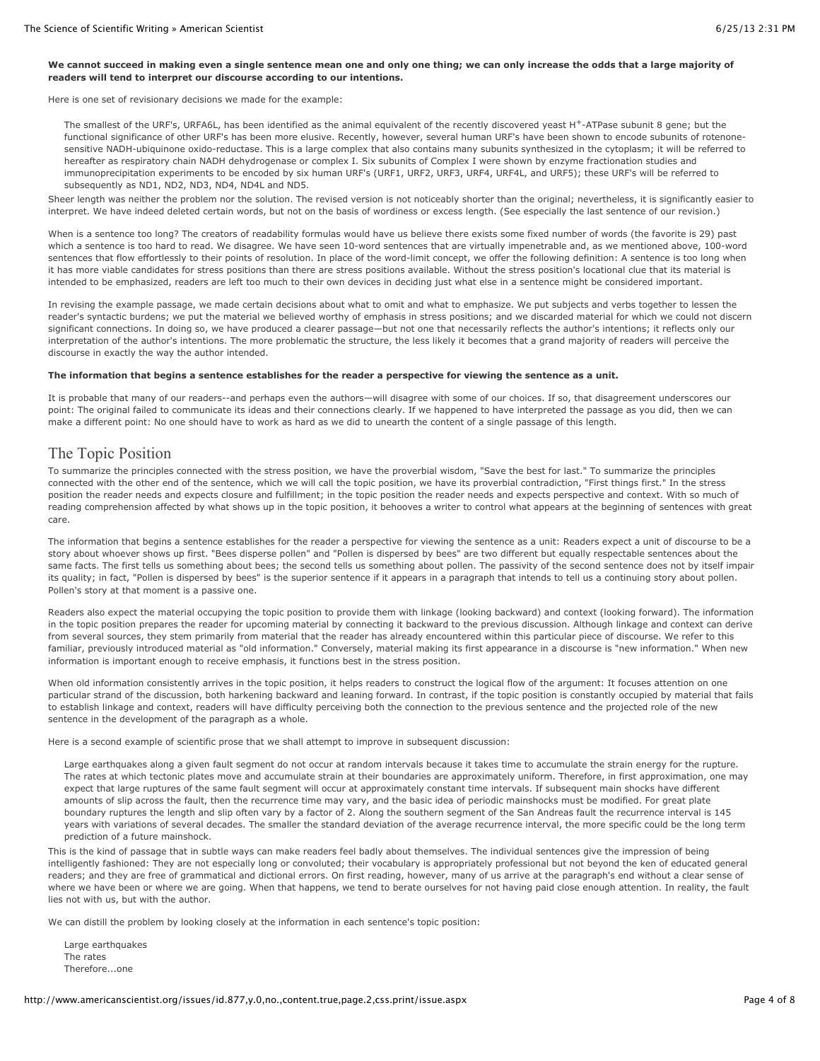**We cannot succeed in making even a single sentence mean one and only one thing; we can only increase the odds that a large majority of readers will tend to interpret our discourse according to our intentions.**

Here is one set of revisionary decisions we made for the example:

> The smallest of the URF's, URFA6L, has been identified as the animal equivalent of the recently discovered yeast $H^+$-ATPase subunit 8 gene; but the functional significance of other URF's has been more elusive. Recently, however, several human URF's have been shown to encode subunits of rotenone-sensitive NADH-ubiquinone oxido-reductase. This is a large complex that also contains many subunits synthesized in the cytoplasm; it will be referred to hereafter as respiratory chain NADH dehydrogenase or complex I. Six subunits of Complex I were shown by enzyme fractionation studies and immunoprecipitation experiments to be encoded by six human URF's (URF1, URF2, URF3, URF4, URF4L, and URF5); these URF's will be referred to subsequently as ND1, ND2, ND3, ND4, ND4L and ND5.

Sheer length was neither the problem nor the solution. The revised version is not noticeably shorter than the original; nevertheless, it is significantly easier to interpret. We have indeed deleted certain words, but not on the basis of wordiness or excess length. (See especially the last sentence of our revision.)

When is a sentence too long? The creators of readability formulas would have us believe there exists some fixed number of words (the favorite is 29) past which a sentence is too hard to read. We disagree. We have seen 10-word sentences that are virtually impenetrable and, as we mentioned above, 100-word sentences that flow effortlessly to their points of resolution. In place of the word-limit concept, we offer the following definition: A sentence is too long when it has more viable candidates for stress positions than there are stress positions available. Without the stress position's locational clue that its material is intended to be emphasized, readers are left too much to their own devices in deciding just what else in a sentence might be considered important.

In revising the example passage, we made certain decisions about what to omit and what to emphasize. We put subjects and verbs together to lessen the reader's syntactic burdens; we put the material we believed worthy of emphasis in stress positions; and we discarded material for which we could not discern significant connections. In doing so, we have produced a clearer passage—but not one that necessarily reflects the author's intentions; it reflects only our interpretation of the author's intentions. The more problematic the structure, the less likely it becomes that a grand majority of readers will perceive the discourse in exactly the way the author intended.

**The information that begins a sentence establishes for the reader a perspective for viewing the sentence as a unit.**

It is probable that many of our readers--and perhaps even the authors—will disagree with some of our choices. If so, that disagreement underscores our point: The original failed to communicate its ideas and their connections clearly. If we happened to have interpreted the passage as you did, then we can make a different point: No one should have to work as hard as we did to unearth the content of a single passage of this length.

## The Topic Position

To summarize the principles connected with the stress position, we have the proverbial wisdom, "Save the best for last." To summarize the principles connected with the other end of the sentence, which we will call the topic position, we have its proverbial contradiction, "First things first." In the stress position the reader needs and expects closure and fulfillment; in the topic position the reader needs and expects perspective and context. With so much of reading comprehension affected by what shows up in the topic position, it behooves a writer to control what appears at the beginning of sentences with great care.

The information that begins a sentence establishes for the reader a perspective for viewing the sentence as a unit: Readers expect a unit of discourse to be a story about whoever shows up first. "Bees disperse pollen" and "Pollen is dispersed by bees" are two different but equally respectable sentences about the same facts. The first tells us something about bees; the second tells us something about pollen. The passivity of the second sentence does not by itself impair its quality; in fact, "Pollen is dispersed by bees" is the superior sentence if it appears in a paragraph that intends to tell us a continuing story about pollen. Pollen's story at that moment is a passive one.

Readers also expect the material occupying the topic position to provide them with linkage (looking backward) and context (looking forward). The information in the topic position prepares the reader for upcoming material by connecting it backward to the previous discussion. Although linkage and context can derive from several sources, they stem primarily from material that the reader has already encountered within this particular piece of discourse. We refer to this familiar, previously introduced material as "old information." Conversely, material making its first appearance in a discourse is "new information." When new information is important enough to receive emphasis, it functions best in the stress position.

When old information consistently arrives in the topic position, it helps readers to construct the logical flow of the argument: It focuses attention on one particular strand of the discussion, both harkening backward and leaning forward. In contrast, if the topic position is constantly occupied by material that fails to establish linkage and context, readers will have difficulty perceiving both the connection to the previous sentence and the projected role of the new sentence in the development of the paragraph as a whole.

Here is a second example of scientific prose that we shall attempt to improve in subsequent discussion:

> Large earthquakes along a given fault segment do not occur at random intervals because it takes time to accumulate the strain energy for the rupture. The rates at which tectonic plates move and accumulate strain at their boundaries are approximately uniform. Therefore, in first approximation, one may expect that large ruptures of the same fault segment will occur at approximately constant time intervals. If subsequent main shocks have different amounts of slip across the fault, then the recurrence time may vary, and the basic idea of periodic mainshocks must be modified. For great plate boundary ruptures the length and slip often vary by a factor of 2. Along the southern segment of the San Andreas fault the recurrence interval is 145 years with variations of several decades. The smaller the standard deviation of the average recurrence interval, the more specific could be the long term prediction of a future mainshock.

This is the kind of passage that in subtle ways can make readers feel badly about themselves. The individual sentences give the impression of being intelligently fashioned: They are not especially long or convoluted; their vocabulary is appropriately professional but not beyond the ken of educated general readers; and they are free of grammatical and dictional errors. On first reading, however, many of us arrive at the paragraph's end without a clear sense of where we have been or where we are going. When that happens, we tend to berate ourselves for not having paid close enough attention. In reality, the fault lies not with us, but with the author.

We can distill the problem by looking closely at the information in each sentence's topic position:

> Large earthquakes
> The rates
> Therefore...one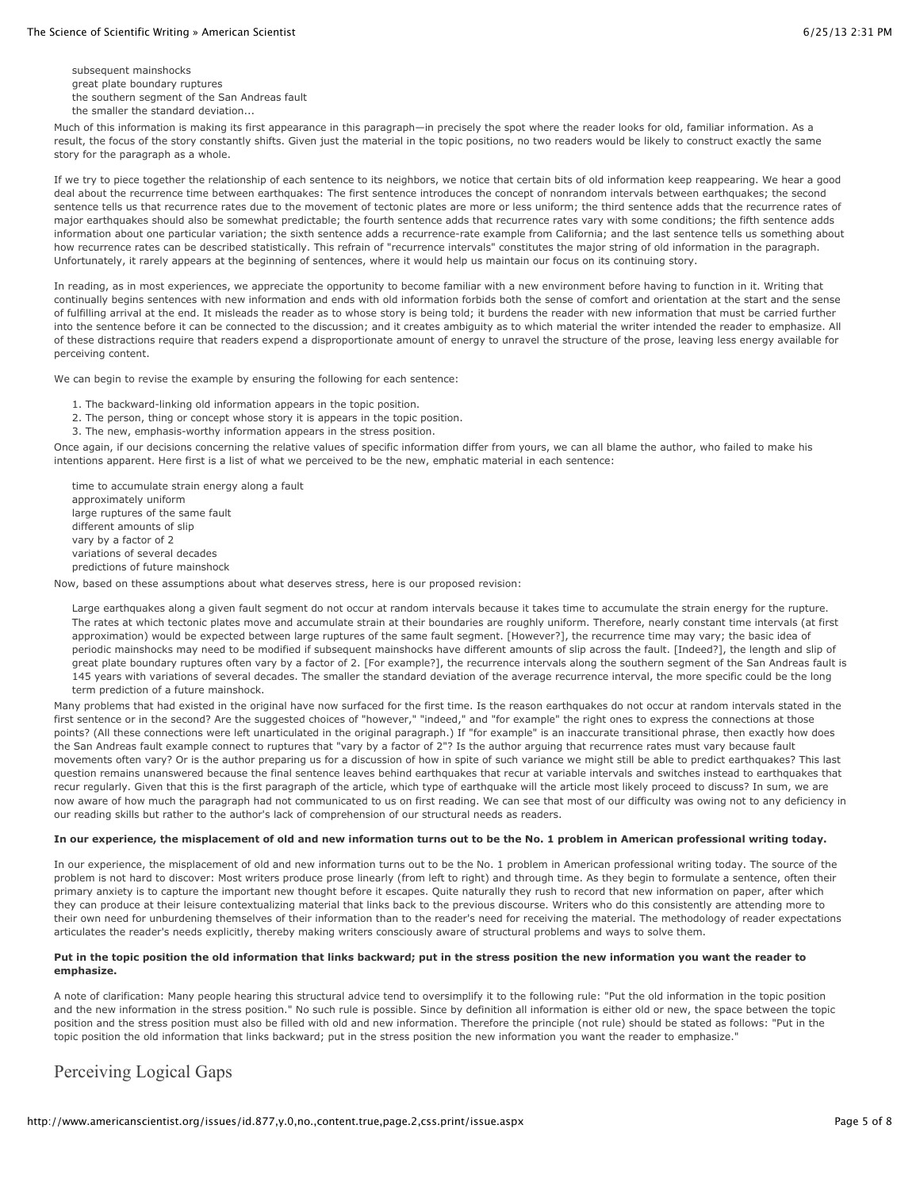subsequent mainshocks
great plate boundary ruptures
the southern segment of the San Andreas fault
the smaller the standard deviation...

Much of this information is making its first appearance in this paragraph—in precisely the spot where the reader looks for old, familiar information. As a result, the focus of the story constantly shifts. Given just the material in the topic positions, no two readers would be likely to construct exactly the same story for the paragraph as a whole.

If we try to piece together the relationship of each sentence to its neighbors, we notice that certain bits of old information keep reappearing. We hear a good deal about the recurrence time between earthquakes: The first sentence introduces the concept of nonrandom intervals between earthquakes; the second sentence tells us that recurrence rates due to the movement of tectonic plates are more or less uniform; the third sentence adds that the recurrence rates of major earthquakes should also be somewhat predictable; the fourth sentence adds that recurrence rates vary with some conditions; the fifth sentence adds information about one particular variation; the sixth sentence adds a recurrence-rate example from California; and the last sentence tells us something about how recurrence rates can be described statistically. This refrain of "recurrence intervals" constitutes the major string of old information in the paragraph. Unfortunately, it rarely appears at the beginning of sentences, where it would help us maintain our focus on its continuing story.

In reading, as in most experiences, we appreciate the opportunity to become familiar with a new environment before having to function in it. Writing that continually begins sentences with new information and ends with old information forbids both the sense of comfort and orientation at the start and the sense of fulfilling arrival at the end. It misleads the reader as to whose story is being told; it burdens the reader with new information that must be carried further into the sentence before it can be connected to the discussion; and it creates ambiguity as to which material the writer intended the reader to emphasize. All of these distractions require that readers expend a disproportionate amount of energy to unravel the structure of the prose, leaving less energy available for perceiving content.

We can begin to revise the example by ensuring the following for each sentence:

1. The backward-linking old information appears in the topic position.
2. The person, thing or concept whose story it is appears in the topic position.
3. The new, emphasis-worthy information appears in the stress position.

Once again, if our decisions concerning the relative values of specific information differ from yours, we can all blame the author, who failed to make his intentions apparent. Here first is a list of what we perceived to be the new, emphatic material in each sentence:

time to accumulate strain energy along a fault
approximately uniform
large ruptures of the same fault
different amounts of slip
vary by a factor of 2
variations of several decades
predictions of future mainshock

Now, based on these assumptions about what deserves stress, here is our proposed revision:

> Large earthquakes along a given fault segment do not occur at random intervals because it takes time to accumulate the strain energy for the rupture. The rates at which tectonic plates move and accumulate strain at their boundaries are roughly uniform. Therefore, nearly constant time intervals (at first approximation) would be expected between large ruptures of the same fault segment. [However?], the recurrence time may vary; the basic idea of periodic mainshocks may need to be modified if subsequent mainshocks have different amounts of slip across the fault. [Indeed?], the length and slip of great plate boundary ruptures often vary by a factor of 2. [For example?], the recurrence intervals along the southern segment of the San Andreas fault is 145 years with variations of several decades. The smaller the standard deviation of the average recurrence interval, the more specific could be the long term prediction of a future mainshock.

Many problems that had existed in the original have now surfaced for the first time. Is the reason earthquakes do not occur at random intervals stated in the first sentence or in the second? Are the suggested choices of "however," "indeed," and "for example" the right ones to express the connections at those points? (All these connections were left unarticulated in the original paragraph.) If "for example" is an inaccurate transitional phrase, then exactly how does the San Andreas fault example connect to ruptures that "vary by a factor of 2"? Is the author arguing that recurrence rates must vary because fault movements often vary? Or is the author preparing us for a discussion of how in spite of such variance we might still be able to predict earthquakes? This last question remains unanswered because the final sentence leaves behind earthquakes that recur at variable intervals and switches instead to earthquakes that recur regularly. Given that this is the first paragraph of the article, which type of earthquake will the article most likely proceed to discuss? In sum, we are now aware of how much the paragraph had not communicated to us on first reading. We can see that most of our difficulty was owing not to any deficiency in our reading skills but rather to the author's lack of comprehension of our structural needs as readers.

**In our experience, the misplacement of old and new information turns out to be the No. 1 problem in American professional writing today.**

In our experience, the misplacement of old and new information turns out to be the No. 1 problem in American professional writing today. The source of the problem is not hard to discover: Most writers produce prose linearly (from left to right) and through time. As they begin to formulate a sentence, often their primary anxiety is to capture the important new thought before it escapes. Quite naturally they rush to record that new information on paper, after which they can produce at their leisure contextualizing material that links back to the previous discourse. Writers who do this consistently are attending more to their own need for unburdening themselves of their information than to the reader's need for receiving the material. The methodology of reader expectations articulates the reader's needs explicitly, thereby making writers consciously aware of structural problems and ways to solve them.

**Put in the topic position the old information that links backward; put in the stress position the new information you want the reader to emphasize.**

A note of clarification: Many people hearing this structural advice tend to oversimplify it to the following rule: "Put the old information in the topic position and the new information in the stress position." No such rule is possible. Since by definition all information is either old or new, the space between the topic position and the stress position must also be filled with old and new information. Therefore the principle (not rule) should be stated as follows: "Put in the topic position the old information that links backward; put in the stress position the new information you want the reader to emphasize."

## Perceiving Logical Gaps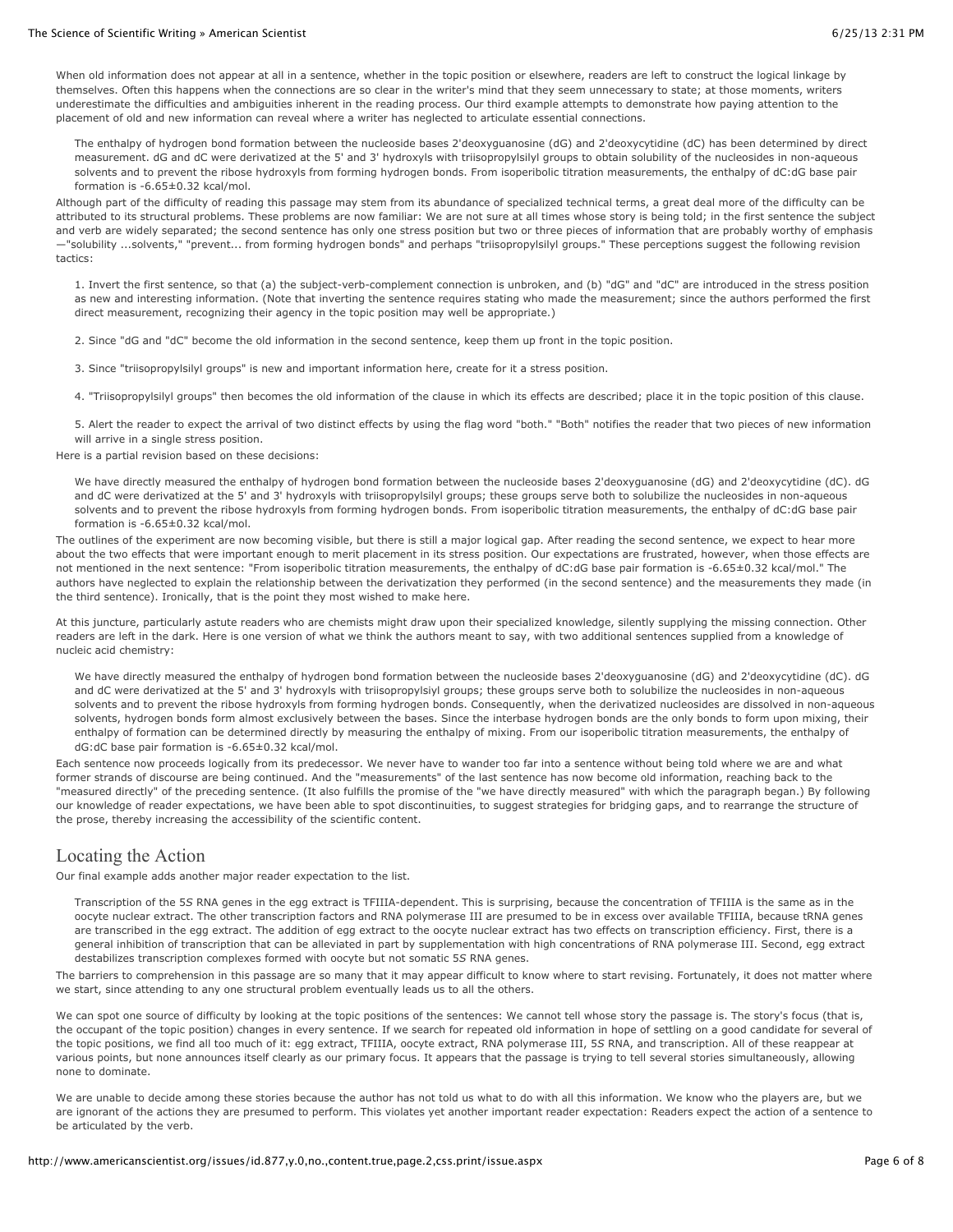When old information does not appear at all in a sentence, whether in the topic position or elsewhere, readers are left to construct the logical linkage by themselves. Often this happens when the connections are so clear in the writer's mind that they seem unnecessary to state; at those moments, writers underestimate the difficulties and ambiguities inherent in the reading process. Our third example attempts to demonstrate how paying attention to the placement of old and new information can reveal where a writer has neglected to articulate essential connections.

> The enthalpy of hydrogen bond formation between the nucleoside bases 2'deoxyguanosine (dG) and 2'deoxycytidine (dC) has been determined by direct measurement. dG and dC were derivatized at the 5' and 3' hydroxyls with triisopropylsilyl groups to obtain solubility of the nucleosides in non-aqueous solvents and to prevent the ribose hydroxyls from forming hydrogen bonds. From isoperibolic titration measurements, the enthalpy of dC:dG base pair formation is -6.65±0.32 kcal/mol.

Although part of the difficulty of reading this passage may stem from its abundance of specialized technical terms, a great deal more of the difficulty can be attributed to its structural problems. These problems are now familiar: We are not sure at all times whose story is being told; in the first sentence the subject and verb are widely separated; the second sentence has only one stress position but two or three pieces of information that are probably worthy of emphasis—"solubility ...solvents," "prevent... from forming hydrogen bonds" and perhaps "triisopropylsilyl groups." These perceptions suggest the following revision tactics:

> 1. Invert the first sentence, so that (a) the subject-verb-complement connection is unbroken, and (b) "dG" and "dC" are introduced in the stress position as new and interesting information. (Note that inverting the sentence requires stating who made the measurement; since the authors performed the first direct measurement, recognizing their agency in the topic position may well be appropriate.)
>
> 2. Since "dG and "dC" become the old information in the second sentence, keep them up front in the topic position.
>
> 3. Since "triisopropylsilyl groups" is new and important information here, create for it a stress position.
>
> 4. "Triisopropylsilyl groups" then becomes the old information of the clause in which its effects are described; place it in the topic position of this clause.
>
> 5. Alert the reader to expect the arrival of two distinct effects by using the flag word "both." "Both" notifies the reader that two pieces of new information will arrive in a single stress position.

Here is a partial revision based on these decisions:

> We have directly measured the enthalpy of hydrogen bond formation between the nucleoside bases 2'deoxyguanosine (dG) and 2'deoxycytidine (dC). dG and dC were derivatized at the 5' and 3' hydroxyls with triisopropylsilyl groups; these groups serve both to solubilize the nucleosides in non-aqueous solvents and to prevent the ribose hydroxyls from forming hydrogen bonds. From isoperibolic titration measurements, the enthalpy of dC:dG base pair formation is -6.65±0.32 kcal/mol.

The outlines of the experiment are now becoming visible, but there is still a major logical gap. After reading the second sentence, we expect to hear more about the two effects that were important enough to merit placement in its stress position. Our expectations are frustrated, however, when those effects are not mentioned in the next sentence: "From isoperibolic titration measurements, the enthalpy of dC:dG base pair formation is -6.65±0.32 kcal/mol." The authors have neglected to explain the relationship between the derivatization they performed (in the second sentence) and the measurements they made (in the third sentence). Ironically, that is the point they most wished to make here.

At this juncture, particularly astute readers who are chemists might draw upon their specialized knowledge, silently supplying the missing connection. Other readers are left in the dark. Here is one version of what we think the authors meant to say, with two additional sentences supplied from a knowledge of nucleic acid chemistry:

> We have directly measured the enthalpy of hydrogen bond formation between the nucleoside bases 2'deoxyguanosine (dG) and 2'deoxycytidine (dC). dG and dC were derivatized at the 5' and 3' hydroxyls with triisopropylsiyl groups; these groups serve both to solubilize the nucleosides in non-aqueous solvents and to prevent the ribose hydroxyls from forming hydrogen bonds. Consequently, when the derivatized nucleosides are dissolved in non-aqueous solvents, hydrogen bonds form almost exclusively between the bases. Since the interbase hydrogen bonds are the only bonds to form upon mixing, their enthalpy of formation can be determined directly by measuring the enthalpy of mixing. From our isoperibolic titration measurements, the enthalpy of dG:dC base pair formation is -6.65±0.32 kcal/mol.

Each sentence now proceeds logically from its predecessor. We never have to wander too far into a sentence without being told where we are and what former strands of discourse are being continued. And the "measurements" of the last sentence has now become old information, reaching back to the "measured directly" of the preceding sentence. (It also fulfills the promise of the "we have directly measured" with which the paragraph began.) By following our knowledge of reader expectations, we have been able to spot discontinuities, to suggest strategies for bridging gaps, and to rearrange the structure of the prose, thereby increasing the accessibility of the scientific content.

## Locating the Action

Our final example adds another major reader expectation to the list.

> Transcription of the 5*S* RNA genes in the egg extract is TFIIIA-dependent. This is surprising, because the concentration of TFIIIA is the same as in the oocyte nuclear extract. The other transcription factors and RNA polymerase III are presumed to be in excess over available TFIIIA, because tRNA genes are transcribed in the egg extract. The addition of egg extract to the oocyte nuclear extract has two effects on transcription efficiency. First, there is a general inhibition of transcription that can be alleviated in part by supplementation with high concentrations of RNA polymerase III. Second, egg extract destabilizes transcription complexes formed with oocyte but not somatic 5*S* RNA genes.

The barriers to comprehension in this passage are so many that it may appear difficult to know where to start revising. Fortunately, it does not matter where we start, since attending to any one structural problem eventually leads us to all the others.

We can spot one source of difficulty by looking at the topic positions of the sentences: We cannot tell whose story the passage is. The story's focus (that is, the occupant of the topic position) changes in every sentence. If we search for repeated old information in hope of settling on a good candidate for several of the topic positions, we find all too much of it: egg extract, TFIIIA, oocyte extract, RNA polymerase III, 5*S* RNA, and transcription. All of these reappear at various points, but none announces itself clearly as our primary focus. It appears that the passage is trying to tell several stories simultaneously, allowing none to dominate.

We are unable to decide among these stories because the author has not told us what to do with all this information. We know who the players are, but we are ignorant of the actions they are presumed to perform. This violates yet another important reader expectation: Readers expect the action of a sentence to be articulated by the verb.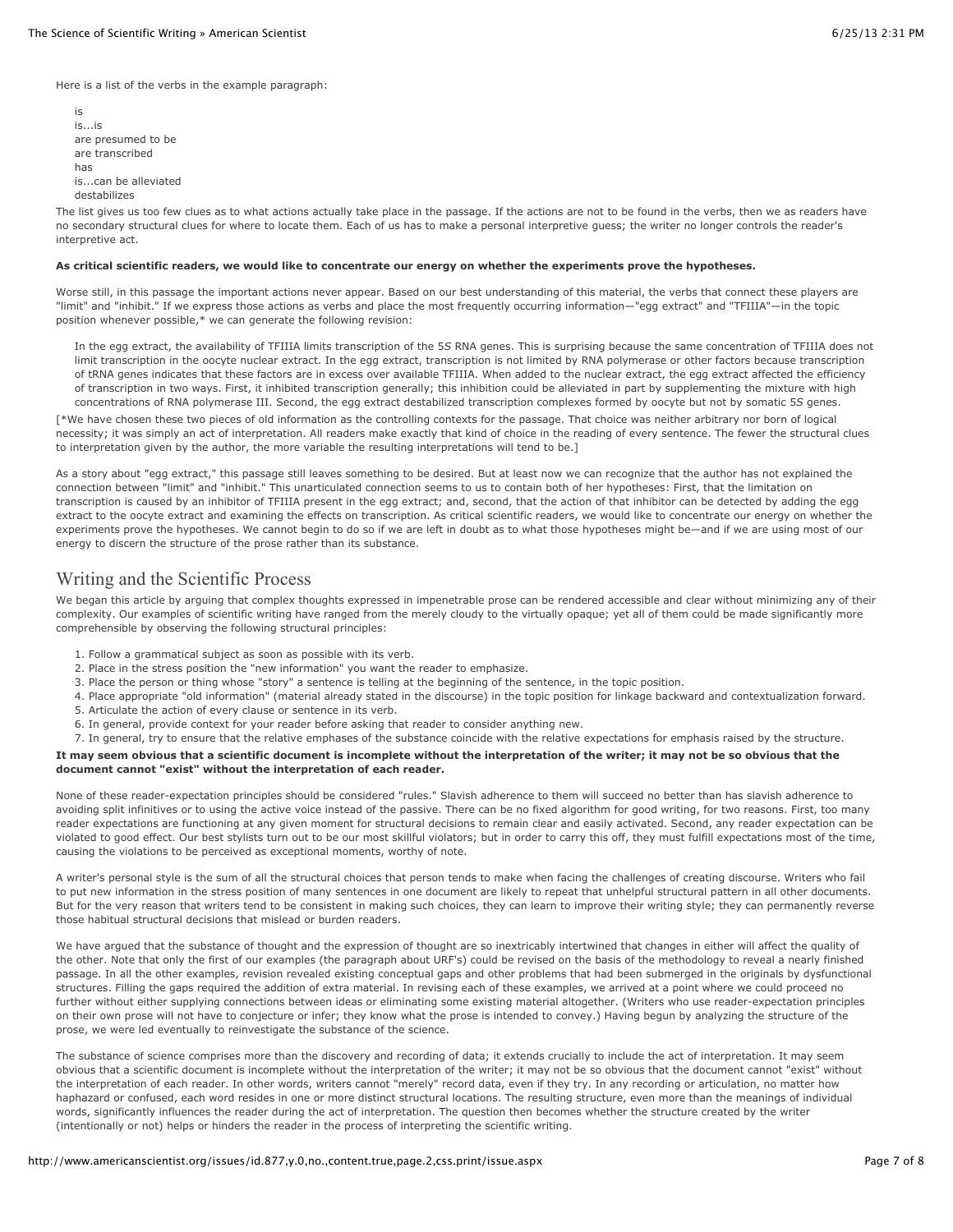Here is a list of the verbs in the example paragraph:

is
is...is
are presumed to be
are transcribed
has
is...can be alleviated
destabilizes

The list gives us too few clues as to what actions actually take place in the passage. If the actions are not to be found in the verbs, then we as readers have no secondary structural clues for where to locate them. Each of us has to make a personal interpretive guess; the writer no longer controls the reader's interpretive act.

**As critical scientific readers, we would like to concentrate our energy on whether the experiments prove the hypotheses.**

Worse still, in this passage the important actions never appear. Based on our best understanding of this material, the verbs that connect these players are "limit" and "inhibit." If we express those actions as verbs and place the most frequently occurring information—"egg extract" and "TFIIIA"—in the topic position whenever possible,* we can generate the following revision:

> In the egg extract, the availability of TFIIIA limits transcription of the 5*S* RNA genes. This is surprising because the same concentration of TFIIIA does not limit transcription in the oocyte nuclear extract. In the egg extract, transcription is not limited by RNA polymerase or other factors because transcription of tRNA genes indicates that these factors are in excess over available TFIIIA. When added to the nuclear extract, the egg extract affected the efficiency of transcription in two ways. First, it inhibited transcription generally; this inhibition could be alleviated in part by supplementing the mixture with high concentrations of RNA polymerase III. Second, the egg extract destabilized transcription complexes formed by oocyte but not by somatic 5*S* genes.

[*We have chosen these two pieces of old information as the controlling contexts for the passage. That choice was neither arbitrary nor born of logical necessity; it was simply an act of interpretation. All readers make exactly that kind of choice in the reading of every sentence. The fewer the structural clues to interpretation given by the author, the more variable the resulting interpretations will tend to be.]

As a story about "egg extract," this passage still leaves something to be desired. But at least now we can recognize that the author has not explained the connection between "limit" and "inhibit." This unarticulated connection seems to us to contain both of her hypotheses: First, that the limitation on transcription is caused by an inhibitor of TFIIIA present in the egg extract; and, second, that the action of that inhibitor can be detected by adding the egg extract to the oocyte extract and examining the effects on transcription. As critical scientific readers, we would like to concentrate our energy on whether the experiments prove the hypotheses. We cannot begin to do so if we are left in doubt as to what those hypotheses might be—and if we are using most of our energy to discern the structure of the prose rather than its substance.

## Writing and the Scientific Process

We began this article by arguing that complex thoughts expressed in impenetrable prose can be rendered accessible and clear without minimizing any of their complexity. Our examples of scientific writing have ranged from the merely cloudy to the virtually opaque; yet all of them could be made significantly more comprehensible by observing the following structural principles:

1. Follow a grammatical subject as soon as possible with its verb.
2. Place in the stress position the "new information" you want the reader to emphasize.
3. Place the person or thing whose "story" a sentence is telling at the beginning of the sentence, in the topic position.
4. Place appropriate "old information" (material already stated in the discourse) in the topic position for linkage backward and contextualization forward.
5. Articulate the action of every clause or sentence in its verb.
6. In general, provide context for your reader before asking that reader to consider anything new.
7. In general, try to ensure that the relative emphases of the substance coincide with the relative expectations for emphasis raised by the structure.

**It may seem obvious that a scientific document is incomplete without the interpretation of the writer; it may not be so obvious that the document cannot "exist" without the interpretation of each reader.**

None of these reader-expectation principles should be considered "rules." Slavish adherence to them will succeed no better than has slavish adherence to avoiding split infinitives or to using the active voice instead of the passive. There can be no fixed algorithm for good writing, for two reasons. First, too many reader expectations are functioning at any given moment for structural decisions to remain clear and easily activated. Second, any reader expectation can be violated to good effect. Our best stylists turn out to be our most skillful violators; but in order to carry this off, they must fulfill expectations most of the time, causing the violations to be perceived as exceptional moments, worthy of note.

A writer's personal style is the sum of all the structural choices that person tends to make when facing the challenges of creating discourse. Writers who fail to put new information in the stress position of many sentences in one document are likely to repeat that unhelpful structural pattern in all other documents. But for the very reason that writers tend to be consistent in making such choices, they can learn to improve their writing style; they can permanently reverse those habitual structural decisions that mislead or burden readers.

We have argued that the substance of thought and the expression of thought are so inextricably intertwined that changes in either will affect the quality of the other. Note that only the first of our examples (the paragraph about URF's) could be revised on the basis of the methodology to reveal a nearly finished passage. In all the other examples, revision revealed existing conceptual gaps and other problems that had been submerged in the originals by dysfunctional structures. Filling the gaps required the addition of extra material. In revising each of these examples, we arrived at a point where we could proceed no further without either supplying connections between ideas or eliminating some existing material altogether. (Writers who use reader-expectation principles on their own prose will not have to conjecture or infer; they know what the prose is intended to convey.) Having begun by analyzing the structure of the prose, we were led eventually to reinvestigate the substance of the science.

The substance of science comprises more than the discovery and recording of data; it extends crucially to include the act of interpretation. It may seem obvious that a scientific document is incomplete without the interpretation of the writer; it may not be so obvious that the document cannot "exist" without the interpretation of each reader. In other words, writers cannot "merely" record data, even if they try. In any recording or articulation, no matter how haphazard or confused, each word resides in one or more distinct structural locations. The resulting structure, even more than the meanings of individual words, significantly influences the reader during the act of interpretation. The question then becomes whether the structure created by the writer (intentionally or not) helps or hinders the reader in the process of interpreting the scientific writing.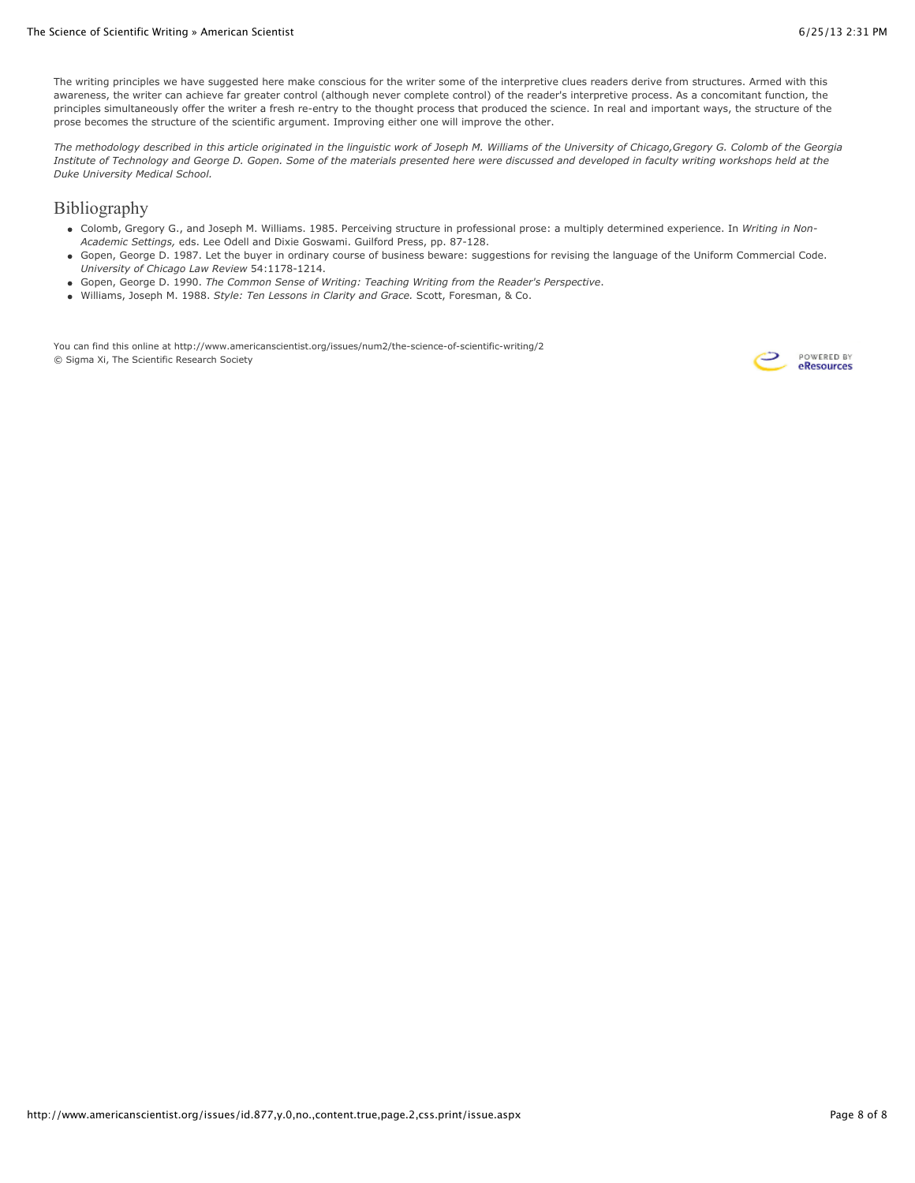The writing principles we have suggested here make conscious for the writer some of the interpretive clues readers derive from structures. Armed with this awareness, the writer can achieve far greater control (although never complete control) of the reader's interpretive process. As a concomitant function, the principles simultaneously offer the writer a fresh re-entry to the thought process that produced the science. In real and important ways, the structure of the prose becomes the structure of the scientific argument. Improving either one will improve the other.

*The methodology described in this article originated in the linguistic work of Joseph M. Williams of the University of Chicago,Gregory G. Colomb of the Georgia Institute of Technology and George D. Gopen. Some of the materials presented here were discussed and developed in faculty writing workshops held at the Duke University Medical School.*

## Bibliography

- Colomb, Gregory G., and Joseph M. Williams. 1985. Perceiving structure in professional prose: a multiply determined experience. In *Writing in Non-Academic Settings,* eds. Lee Odell and Dixie Goswami. Guilford Press, pp. 87-128.
- Gopen, George D. 1987. Let the buyer in ordinary course of business beware: suggestions for revising the language of the Uniform Commercial Code. *University of Chicago Law Review* 54:1178-1214.
- Gopen, George D. 1990. *The Common Sense of Writing: Teaching Writing from the Reader's Perspective*.
- Williams, Joseph M. 1988. *Style: Ten Lessons in Clarity and Grace.* Scott, Foresman, & Co.

You can find this online at http://www.americanscientist.org/issues/num2/the-science-of-scientific-writing/2
© Sigma Xi, The Scientific Research Society